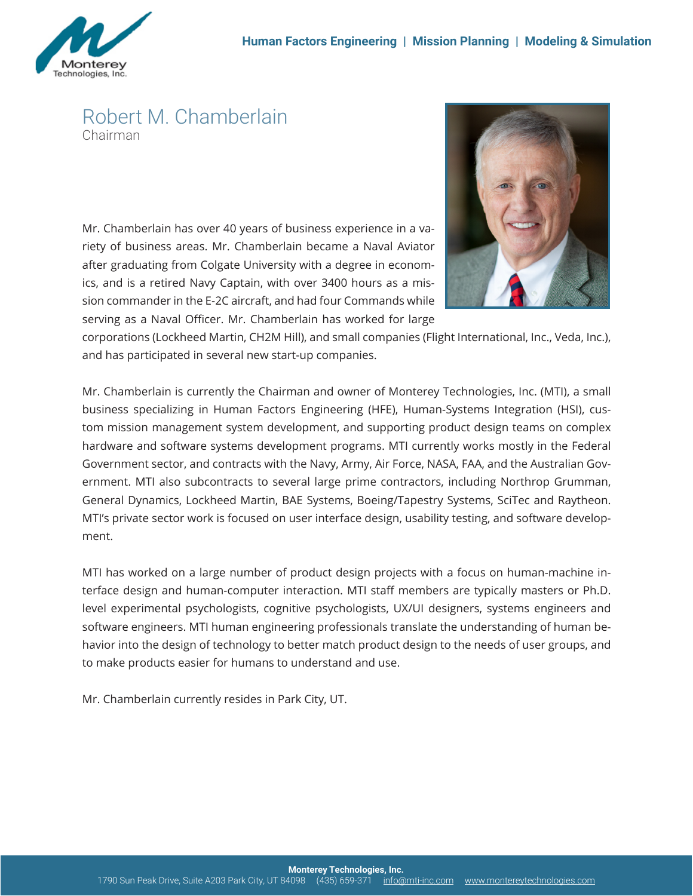Human Factors Engineering | Mission Planning | Modeling & Simulation

# Robert M. Chamberlain

Chairman

Mr. Chamberlain has over 40 years of business experience in a variety of business areas. Mr. Chamberlain became a Naval Aviator after graduating from Colgate University with a degree in economics, and is a retired Navy Captain, with over 3400 hours as a mission commander in the E-2C aircraft, and had four Commands while serving as a Naval Officer. Mr. Chamberlain has worked for large corporations (Lockheed Martin, CH2M Hill), and small companies (Flight International, Inc., Veda, Inc.), and has participated in several new start-up companies.

Mr. Chamberlain is currently the Chairman and owner of Monterey Technologies, Inc. (MTI), a small business specializing in Human Factors Engineering (HFE), Human-Systems Integration (HSI), custom mission management system development, and supporting product design teams on complex hardware and software systems development programs. MTI currently works mostly in the Federal Government sector, and contracts with the Navy, Army, Air Force, NASA, FAA, and the Australian Government. MTI also subcontracts to several large prime contractors, including Northrop Grumman, General Dynamics, Lockheed Martin, BAE Systems, Boeing/Tapestry Systems, SciTec and Raytheon. MTI's private sector work is focused on user interface design, usability testing, and software development.

MTI has worked on a large number of product design projects with a focus on human-machine interface design and human-computer interaction. MTI staff members are typically masters or Ph.D. level experimental psychologists, cognitive psychologists, UX/UI designers, systems engineers and software engineers. MTI human engineering professionals translate the understanding of human behavior into the design of technology to better match product design to the needs of user groups, and to make products easier for humans to understand and use.

Mr. Chamberlain currently resides in Park City, UT.

**Monterey Technologies, Inc.**
1790 Sun Peak Drive, Suite A203 Park City, UT 84098 (435) 659-371 info@mti-inc.com www.montereytechnologies.com